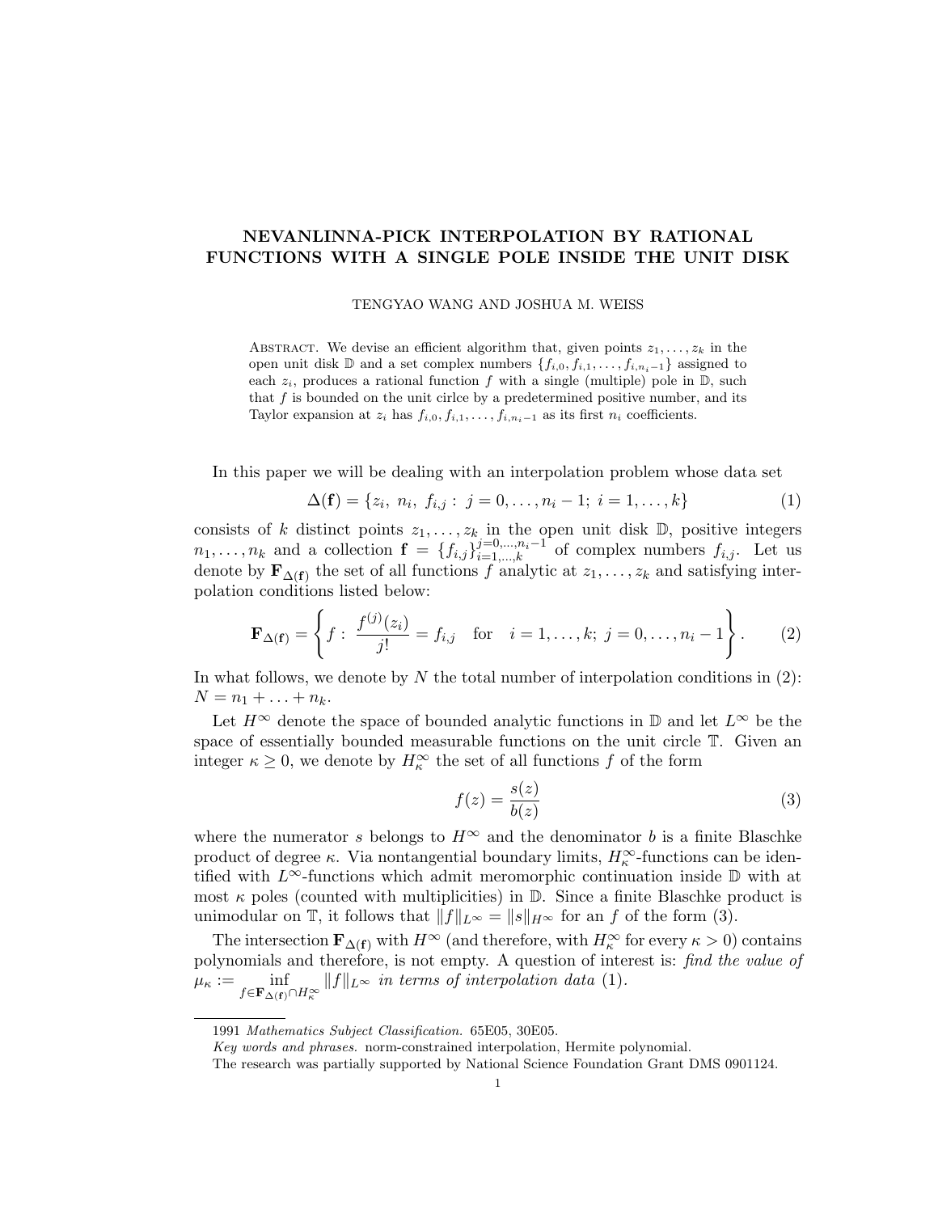# NEVANLINNA-PICK INTERPOLATION BY RATIONAL FUNCTIONS WITH A SINGLE POLE INSIDE THE UNIT DISK

TENGYAO WANG AND JOSHUA M. WEISS

Abstract. We devise an efficient algorithm that, given points $z_1, \ldots, z_k$ in the open unit disk $\mathbb{D}$ and a set complex numbers $\{f_{i,0}, f_{i,1}, \ldots, f_{i,n_i-1}\}$ assigned to each $z_i$, produces a rational function $f$ with a single (multiple) pole in $\mathbb{D}$, such that $f$ is bounded on the unit cirlce by a predetermined positive number, and its Taylor expansion at $z_i$ has $f_{i,0}, f_{i,1}, \ldots, f_{i,n_i-1}$ as its first $n_i$ coefficients.

In this paper we will be dealing with an interpolation problem whose data set

$$\Delta(\mathbf{f}) = \{z_i,\ n_i,\ f_{i,j} :\ j = 0, \ldots, n_i - 1;\ i = 1, \ldots, k\} \tag{1}$$

consists of $k$ distinct points $z_1, \ldots, z_k$ in the open unit disk $\mathbb{D}$, positive integers $n_1, \ldots, n_k$ and a collection $\mathbf{f} = \{f_{i,j}\}_{i=1,\ldots,k}^{j=0,\ldots,n_i-1}$ of complex numbers $f_{i,j}$. Let us denote by $\mathbf{F}_{\Delta(\mathbf{f})}$ the set of all functions $f$ analytic at $z_1, \ldots, z_k$ and satisfying interpolation conditions listed below:

$$\mathbf{F}_{\Delta(\mathbf{f})} = \left\{ f :\ \frac{f^{(j)}(z_i)}{j!} = f_{i,j} \quad \text{for} \quad i = 1, \ldots, k;\ j = 0, \ldots, n_i - 1 \right\}. \tag{2}$$

In what follows, we denote by $N$ the total number of interpolation conditions in (2): $N = n_1 + \ldots + n_k$.

Let $H^\infty$ denote the space of bounded analytic functions in $\mathbb{D}$ and let $L^\infty$ be the space of essentially bounded measurable functions on the unit circle $\mathbb{T}$. Given an integer $\kappa \geq 0$, we denote by $H^\infty_\kappa$ the set of all functions $f$ of the form

$$f(z) = \frac{s(z)}{b(z)} \tag{3}$$

where the numerator $s$ belongs to $H^\infty$ and the denominator $b$ is a finite Blaschke product of degree $\kappa$. Via nontangential boundary limits, $H^\infty_\kappa$-functions can be identified with $L^\infty$-functions which admit meromorphic continuation inside $\mathbb{D}$ with at most $\kappa$ poles (counted with multiplicities) in $\mathbb{D}$. Since a finite Blaschke product is unimodular on $\mathbb{T}$, it follows that $\|f\|_{L^\infty} = \|s\|_{H^\infty}$ for an $f$ of the form (3).

The intersection $\mathbf{F}_{\Delta(\mathbf{f})}$ with $H^\infty$ (and therefore, with $H^\infty_\kappa$ for every $\kappa > 0$) contains polynomials and therefore, is not empty. A question of interest is: *find the value of* $\mu_\kappa := \inf_{f \in \mathbf{F}_{\Delta(\mathbf{f})} \cap H^\infty_\kappa} \|f\|_{L^\infty}$ *in terms of interpolation data* (1).

---

1991 *Mathematics Subject Classification.* 65E05, 30E05.

*Key words and phrases.* norm-constrained interpolation, Hermite polynomial.

The research was partially supported by National Science Foundation Grant DMS 0901124.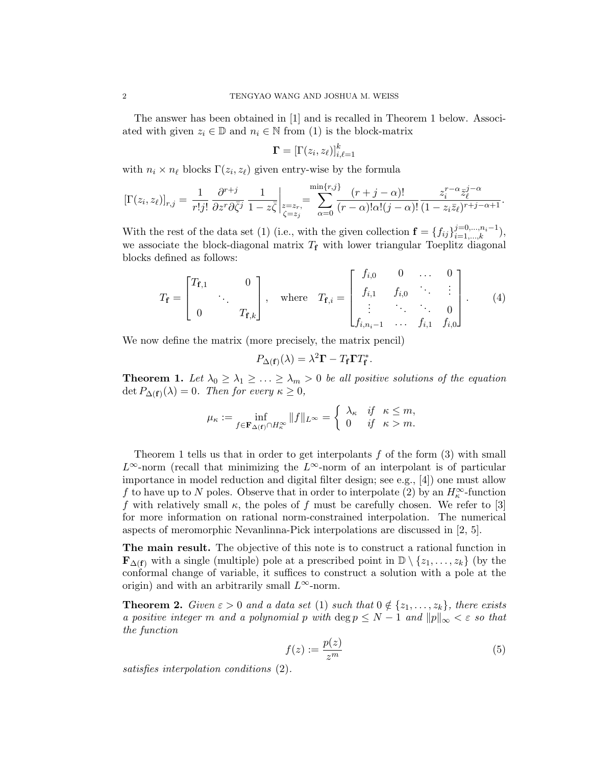The answer has been obtained in [1] and is recalled in Theorem 1 below. Associated with given $z_i \in \mathbb{D}$ and $n_i \in \mathbb{N}$ from (1) is the block-matrix

$$\mathbf{\Gamma} = [\Gamma(z_i, z_\ell)]_{i,\ell=1}^{k}$$

with $n_i \times n_\ell$ blocks $\Gamma(z_i, z_\ell)$ given entry-wise by the formula

$$[\Gamma(z_i, z_\ell)]_{r,j} = \frac{1}{r!j!} \frac{\partial^{r+j}}{\partial z^r \partial \bar{\zeta}^j} \frac{1}{1 - z\bar{\zeta}}\bigg|_{\substack{z=z_r,\\ \zeta=z_j}} = \sum_{\alpha=0}^{\min\{r,j\}} \frac{(r+j-\alpha)!}{(r-\alpha)!\alpha!(j-\alpha)!} \frac{z_i^{r-\alpha}\bar{z}_\ell^{j-\alpha}}{(1-z_i\bar{z}_\ell)^{r+j-\alpha+1}}.$$

With the rest of the data set (1) (i.e., with the given collection $\mathbf{f} = \{f_{ij}\}_{i=1,\dots,k}^{j=0,\dots,n_i-1}$), we associate the block-diagonal matrix $T_\mathbf{f}$ with lower triangular Toeplitz diagonal blocks defined as follows:

$$T_\mathbf{f} = \begin{bmatrix} T_{\mathbf{f},1} & & 0 \\ & \ddots & \\ 0 & & T_{\mathbf{f},k} \end{bmatrix}, \quad \text{where} \quad T_{\mathbf{f},i} = \begin{bmatrix} f_{i,0} & 0 & \dots & 0 \\ f_{i,1} & f_{i,0} & \ddots & \vdots \\ \vdots & \ddots & \ddots & 0 \\ f_{i,n_i-1} & \dots & f_{i,1} & f_{i,0} \end{bmatrix}. \tag{4}$$

We now define the matrix (more precisely, the matrix pencil)

$$P_{\Delta(\mathbf{f})}(\lambda) = \lambda^2 \mathbf{\Gamma} - T_\mathbf{f} \mathbf{\Gamma} T_\mathbf{f}^*.$$

**Theorem 1.** *Let $\lambda_0 \geq \lambda_1 \geq \ldots \geq \lambda_m > 0$ be all positive solutions of the equation $\det P_{\Delta(\mathbf{f})}(\lambda) = 0$. Then for every $\kappa \geq 0$,*

$$\mu_\kappa := \inf_{f \in \mathbf{F}_{\Delta(\mathbf{f})} \cap H_\kappa^\infty} \|f\|_{L^\infty} = \begin{cases} \lambda_\kappa & \text{if} \quad \kappa \leq m, \\ 0 & \text{if} \quad \kappa > m. \end{cases}$$

Theorem 1 tells us that in order to get interpolants $f$ of the form (3) with small $L^\infty$-norm (recall that minimizing the $L^\infty$-norm of an interpolant is of particular importance in model reduction and digital filter design; see e.g., [4]) one must allow $f$ to have up to $N$ poles. Observe that in order to interpolate (2) by an $H_\kappa^\infty$-function $f$ with relatively small $\kappa$, the poles of $f$ must be carefully chosen. We refer to [3] for more information on rational norm-constrained interpolation. The numerical aspects of meromorphic Nevanlinna-Pick interpolations are discussed in [2, 5].

**The main result.** The objective of this note is to construct a rational function in $\mathbf{F}_{\Delta(\mathbf{f})}$ with a single (multiple) pole at a prescribed point in $\mathbb{D} \setminus \{z_1, \dots, z_k\}$ (by the conformal change of variable, it suffices to construct a solution with a pole at the origin) and with an arbitrarily small $L^\infty$-norm.

**Theorem 2.** *Given $\varepsilon > 0$ and a data set (1) such that $0 \notin \{z_1, \dots, z_k\}$, there exists a positive integer $m$ and a polynomial $p$ with $\deg p \leq N - 1$ and $\|p\|_\infty < \varepsilon$ so that the function*

$$f(z) := \frac{p(z)}{z^m} \tag{5}$$

*satisfies interpolation conditions (2).*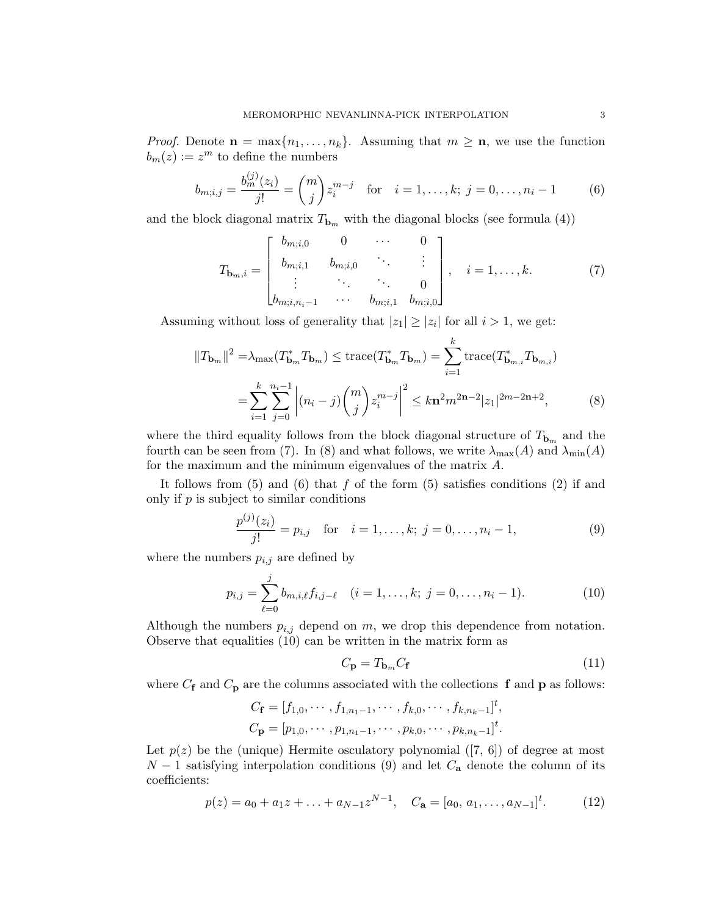*Proof.* Denote $\mathbf{n} = \max\{n_1, \ldots, n_k\}$. Assuming that $m \geq \mathbf{n}$, we use the function $b_m(z) := z^m$ to define the numbers

$$b_{m;i,j} = \frac{b_m^{(j)}(z_i)}{j!} = \binom{m}{j} z_i^{m-j} \quad \text{for} \quad i = 1, \ldots, k; \; j = 0, \ldots, n_i - 1 \tag{6}$$

and the block diagonal matrix $T_{\mathbf{b}_m}$ with the diagonal blocks (see formula (4))

$$T_{\mathbf{b}_m,i} = \begin{bmatrix} b_{m;i,0} & 0 & \cdots & 0 \\ b_{m;i,1} & b_{m;i,0} & \ddots & \vdots \\ \vdots & \ddots & \ddots & 0 \\ b_{m;i,n_i-1} & \cdots & b_{m;i,1} & b_{m;i,0} \end{bmatrix}, \quad i = 1, \ldots, k. \tag{7}$$

Assuming without loss of generality that $|z_1| \geq |z_i|$ for all $i > 1$, we get:

$$\begin{aligned} \|T_{\mathbf{b}_m}\|^2 =& \lambda_{\max}(T_{\mathbf{b}_m}^* T_{\mathbf{b}_m}) \leq \operatorname{trace}(T_{\mathbf{b}_m}^* T_{\mathbf{b}_m}) = \sum_{i=1}^{k} \operatorname{trace}(T_{\mathbf{b}_{m,i}}^* T_{\mathbf{b}_{m,i}}) \\ =& \sum_{i=1}^{k} \sum_{j=0}^{n_i-1} \left| (n_i - j) \binom{m}{j} z_i^{m-j} \right|^2 \leq k\mathbf{n}^2 m^{2\mathbf{n}-2} |z_1|^{2m-2\mathbf{n}+2}, \end{aligned} \tag{8}$$

where the third equality follows from the block diagonal structure of $T_{\mathbf{b}_m}$ and the fourth can be seen from (7). In (8) and what follows, we write $\lambda_{\max}(A)$ and $\lambda_{\min}(A)$ for the maximum and the minimum eigenvalues of the matrix $A$.

It follows from (5) and (6) that $f$ of the form (5) satisfies conditions (2) if and only if $p$ is subject to similar conditions

$$\frac{p^{(j)}(z_i)}{j!} = p_{i,j} \quad \text{for} \quad i = 1, \ldots, k; \; j = 0, \ldots, n_i - 1, \tag{9}$$

where the numbers $p_{i,j}$ are defined by

$$p_{i,j} = \sum_{\ell=0}^{j} b_{m,i,\ell} f_{i,j-\ell} \quad (i = 1, \ldots, k; \; j = 0, \ldots, n_i - 1). \tag{10}$$

Although the numbers $p_{i,j}$ depend on $m$, we drop this dependence from notation. Observe that equalities (10) can be written in the matrix form as

$$C_{\mathbf{p}} = T_{\mathbf{b}_m} C_{\mathbf{f}} \tag{11}$$

where $C_{\mathbf{f}}$ and $C_{\mathbf{p}}$ are the columns associated with the collections $\mathbf{f}$ and $\mathbf{p}$ as follows:

$$C_{\mathbf{f}} = [f_{1,0}, \cdots, f_{1,n_1-1}, \cdots, f_{k,0}, \cdots, f_{k,n_k-1}]^t,$$
$$C_{\mathbf{p}} = [p_{1,0}, \cdots, p_{1,n_1-1}, \cdots, p_{k,0}, \cdots, p_{k,n_k-1}]^t.$$

Let $p(z)$ be the (unique) Hermite osculatory polynomial ([7, 6]) of degree at most $N - 1$ satisfying interpolation conditions (9) and let $C_{\mathbf{a}}$ denote the column of its coefficients:

$$p(z) = a_0 + a_1 z + \ldots + a_{N-1} z^{N-1}, \quad C_{\mathbf{a}} = [a_0, \, a_1, \ldots, a_{N-1}]^t. \tag{12}$$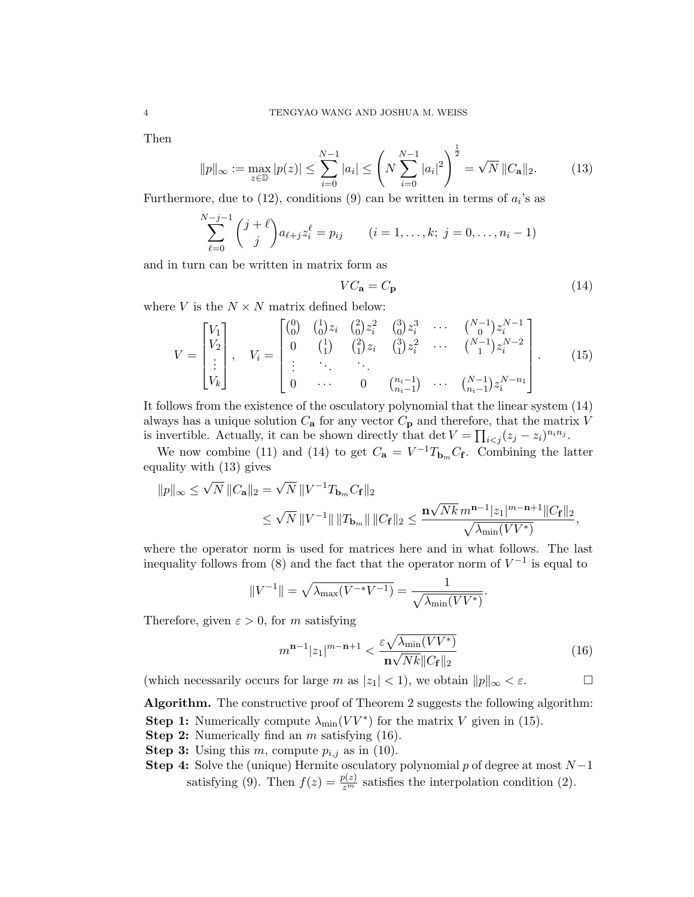Then

$$\|p\|_\infty := \max_{z\in\mathbb{D}} |p(z)| \leq \sum_{i=0}^{N-1} |a_i| \leq \left( N \sum_{i=0}^{N-1} |a_i|^2 \right)^{\frac{1}{2}} = \sqrt{N}\,\|C_{\mathbf{a}}\|_2. \tag{13}$$

Furthermore, due to (12), conditions (9) can be written in terms of $a_i$'s as

$$\sum_{\ell=0}^{N-j-1} \binom{j+\ell}{j} a_{\ell+j} z_i^{\ell} = p_{ij} \qquad (i = 1,\ldots,k;\ j = 0,\ldots,n_i-1)$$

and in turn can be written in matrix form as

$$VC_{\mathbf{a}} = C_{\mathbf{p}} \tag{14}$$

where $V$ is the $N \times N$ matrix defined below:

$$V = \begin{bmatrix} V_1 \\ V_2 \\ \vdots \\ V_k \end{bmatrix}, \quad V_i = \begin{bmatrix} \binom{0}{0} & \binom{1}{0} z_i & \binom{2}{0} z_i^2 & \binom{3}{0} z_i^3 & \cdots & \binom{N-1}{0} z_i^{N-1} \\ 0 & \binom{1}{1} & \binom{2}{1} z_i & \binom{3}{1} z_i^2 & \cdots & \binom{N-1}{1} z_i^{N-2} \\ \vdots & \ddots & \ddots & & & \\ 0 & \cdots & 0 & \binom{n_i-1}{n_i-1} & \cdots & \binom{N-1}{n_i-1} z_i^{N-n_1} \end{bmatrix}. \tag{15}$$

It follows from the existence of the osculatory polynomial that the linear system (14) always has a unique solution $C_{\mathbf{a}}$ for any vector $C_{\mathbf{p}}$ and therefore, that the matrix $V$ is invertible. Actually, it can be shown directly that $\det V = \prod_{i<j}(z_j - z_i)^{n_i n_j}$.

We now combine (11) and (14) to get $C_{\mathbf{a}} = V^{-1} T_{\mathbf{b}_m} C_{\mathbf{f}}$. Combining the latter equality with (13) gives

$$\begin{aligned} \|p\|_\infty &\leq \sqrt{N}\,\|C_{\mathbf{a}}\|_2 = \sqrt{N}\,\|V^{-1} T_{\mathbf{b}_m} C_{\mathbf{f}}\|_2 \\ &\leq \sqrt{N}\,\|V^{-1}\|\,\|T_{\mathbf{b}_m}\|\,\|C_{\mathbf{f}}\|_2 \leq \frac{\mathbf{n}\sqrt{Nk}\, m^{\mathbf{n}-1} |z_1|^{m-\mathbf{n}+1} \|C_{\mathbf{f}}\|_2}{\sqrt{\lambda_{\min}(VV^*)}}, \end{aligned}$$

where the operator norm is used for matrices here and in what follows. The last inequality follows from (8) and the fact that the operator norm of $V^{-1}$ is equal to

$$\|V^{-1}\| = \sqrt{\lambda_{\max}(V^{-*}V^{-1})} = \frac{1}{\sqrt{\lambda_{\min}(VV^*)}}.$$

Therefore, given $\varepsilon > 0$, for $m$ satisfying

$$m^{\mathbf{n}-1} |z_1|^{m-\mathbf{n}+1} < \frac{\varepsilon\sqrt{\lambda_{\min}(VV^*)}}{\mathbf{n}\sqrt{Nk}\|C_{\mathbf{f}}\|_2} \tag{16}$$

(which necessarily occurs for large $m$ as $|z_1| < 1$), we obtain $\|p\|_\infty < \varepsilon$. $\square$

**Algorithm.** The constructive proof of Theorem 2 suggests the following algorithm:

**Step 1:** Numerically compute $\lambda_{\min}(VV^*)$ for the matrix $V$ given in (15).

**Step 2:** Numerically find an $m$ satisfying (16).

**Step 3:** Using this $m$, compute $p_{i,j}$ as in (10).

**Step 4:** Solve the (unique) Hermite osculatory polynomial $p$ of degree at most $N-1$ satisfying (9). Then $f(z) = \frac{p(z)}{z^m}$ satisfies the interpolation condition (2).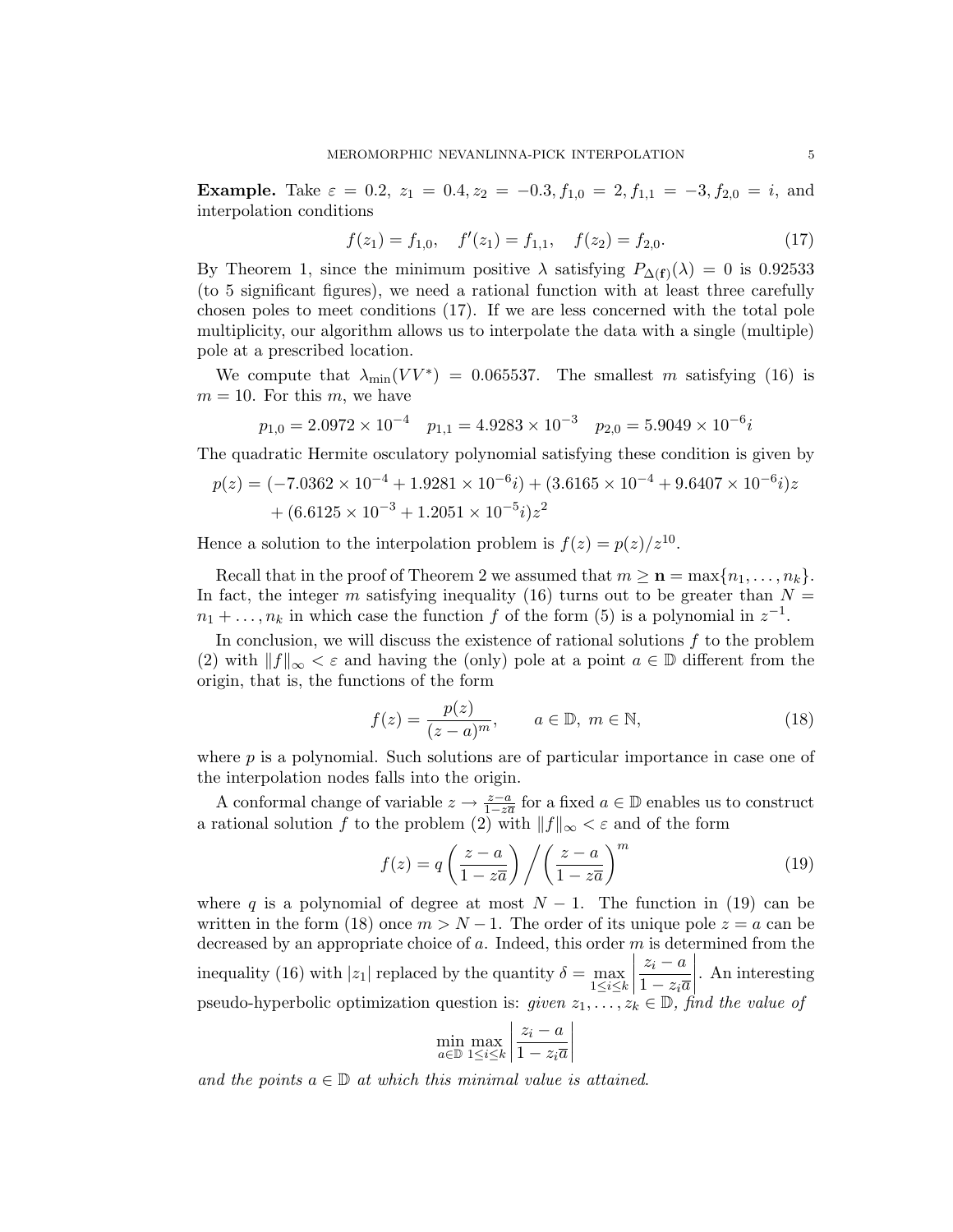**Example.** Take $\varepsilon = 0.2$, $z_1 = 0.4, z_2 = -0.3, f_{1,0} = 2, f_{1,1} = -3, f_{2,0} = i$, and interpolation conditions

$$f(z_1) = f_{1,0}, \quad f'(z_1) = f_{1,1}, \quad f(z_2) = f_{2,0}. \tag{17}$$

By Theorem 1, since the minimum positive $\lambda$ satisfying $P_{\Delta(\mathbf{f})}(\lambda) = 0$ is 0.92533 (to 5 significant figures), we need a rational function with at least three carefully chosen poles to meet conditions (17). If we are less concerned with the total pole multiplicity, our algorithm allows us to interpolate the data with a single (multiple) pole at a prescribed location.

We compute that $\lambda_{\min}(VV^*) = 0.065537$. The smallest $m$ satisfying (16) is $m = 10$. For this $m$, we have

$$p_{1,0} = 2.0972 \times 10^{-4} \quad p_{1,1} = 4.9283 \times 10^{-3} \quad p_{2,0} = 5.9049 \times 10^{-6} i$$

The quadratic Hermite osculatory polynomial satisfying these condition is given by

$$\begin{aligned} p(z) = &(-7.0362 \times 10^{-4} + 1.9281 \times 10^{-6} i) + (3.6165 \times 10^{-4} + 9.6407 \times 10^{-6} i) z \\ &+ (6.6125 \times 10^{-3} + 1.2051 \times 10^{-5} i) z^2 \end{aligned}$$

Hence a solution to the interpolation problem is $f(z) = p(z)/z^{10}$.

Recall that in the proof of Theorem 2 we assumed that $m \geq \mathbf{n} = \max\{n_1, \ldots, n_k\}$. In fact, the integer $m$ satisfying inequality (16) turns out to be greater than $N = n_1 + \ldots, n_k$ in which case the function $f$ of the form (5) is a polynomial in $z^{-1}$.

In conclusion, we will discuss the existence of rational solutions $f$ to the problem (2) with $\|f\|_\infty < \varepsilon$ and having the (only) pole at a point $a \in \mathbb{D}$ different from the origin, that is, the functions of the form

$$f(z) = \frac{p(z)}{(z-a)^m}, \qquad a \in \mathbb{D},\ m \in \mathbb{N}, \tag{18}$$

where $p$ is a polynomial. Such solutions are of particular importance in case one of the interpolation nodes falls into the origin.

A conformal change of variable $z \to \frac{z-a}{1-z\overline{a}}$ for a fixed $a \in \mathbb{D}$ enables us to construct a rational solution $f$ to the problem (2) with $\|f\|_\infty < \varepsilon$ and of the form

$$f(z) = q\left(\frac{z-a}{1-z\overline{a}}\right) \Big/ \left(\frac{z-a}{1-z\overline{a}}\right)^m \tag{19}$$

where $q$ is a polynomial of degree at most $N-1$. The function in (19) can be written in the form (18) once $m > N-1$. The order of its unique pole $z = a$ can be decreased by an appropriate choice of $a$. Indeed, this order $m$ is determined from the inequality (16) with $|z_1|$ replaced by the quantity $\delta = \max\limits_{1 \leq i \leq k} \left|\frac{z_i - a}{1 - z_i \overline{a}}\right|$. An interesting pseudo-hyperbolic optimization question is: *given $z_1, \ldots, z_k \in \mathbb{D}$, find the value of*

$$\min_{a \in \mathbb{D}} \max_{1 \leq i \leq k} \left|\frac{z_i - a}{1 - z_i \overline{a}}\right|$$

*and the points $a \in \mathbb{D}$ at which this minimal value is attained.*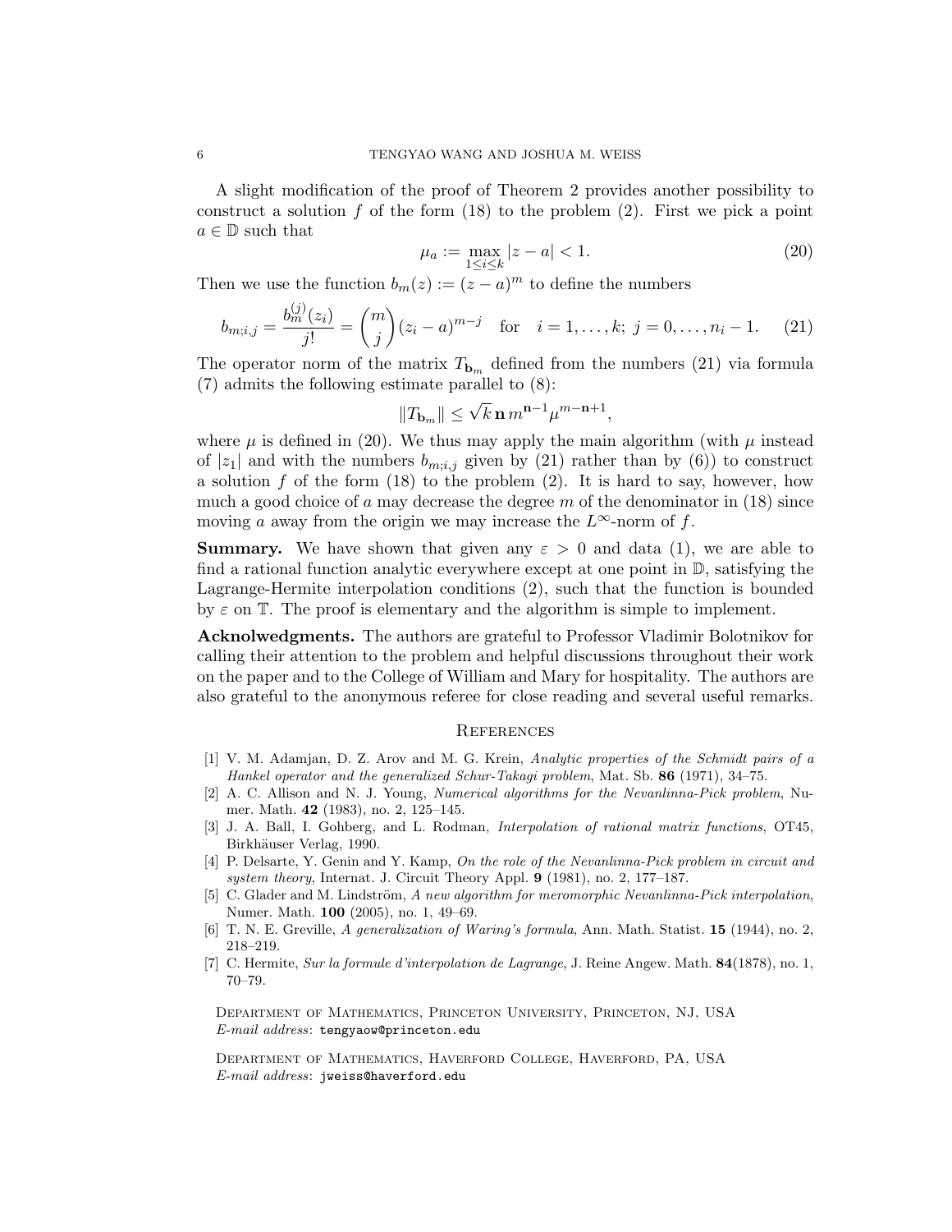A slight modification of the proof of Theorem 2 provides another possibility to construct a solution $f$ of the form (18) to the problem (2). First we pick a point $a \in \mathbb{D}$ such that

$$\mu_a := \max_{1 \le i \le k} |z - a| < 1. \tag{20}$$

Then we use the function $b_m(z) := (z-a)^m$ to define the numbers

$$b_{m;i,j} = \frac{b_m^{(j)}(z_i)}{j!} = \binom{m}{j}(z_i - a)^{m-j} \quad \text{for} \quad i = 1, \dots, k; \; j = 0, \dots, n_i - 1. \tag{21}$$

The operator norm of the matrix $T_{\mathbf{b}_m}$ defined from the numbers (21) via formula (7) admits the following estimate parallel to (8):

$$\|T_{\mathbf{b}_m}\| \le \sqrt{k}\,\mathbf{n}\, m^{\mathbf{n}-1} \mu^{m-\mathbf{n}+1},$$

where $\mu$ is defined in (20). We thus may apply the main algorithm (with $\mu$ instead of $|z_1|$ and with the numbers $b_{m;i,j}$ given by (21) rather than by (6)) to construct a solution $f$ of the form (18) to the problem (2). It is hard to say, however, how much a good choice of $a$ may decrease the degree $m$ of the denominator in (18) since moving $a$ away from the origin we may increase the $L^\infty$-norm of $f$.

**Summary.** We have shown that given any $\varepsilon > 0$ and data (1), we are able to find a rational function analytic everywhere except at one point in $\mathbb{D}$, satisfying the Lagrange-Hermite interpolation conditions (2), such that the function is bounded by $\varepsilon$ on $\mathbb{T}$. The proof is elementary and the algorithm is simple to implement.

**Acknolwedgments.** The authors are grateful to Professor Vladimir Bolotnikov for calling their attention to the problem and helpful discussions throughout their work on the paper and to the College of William and Mary for hospitality. The authors are also grateful to the anonymous referee for close reading and several useful remarks.

## References

[1] V. M. Adamjan, D. Z. Arov and M. G. Krein, *Analytic properties of the Schmidt pairs of a Hankel operator and the generalized Schur-Takagi problem*, Mat. Sb. **86** (1971), 34–75.

[2] A. C. Allison and N. J. Young, *Numerical algorithms for the Nevanlinna-Pick problem*, Numer. Math. **42** (1983), no. 2, 125–145.

[3] J. A. Ball, I. Gohberg, and L. Rodman, *Interpolation of rational matrix functions*, OT45, Birkhäuser Verlag, 1990.

[4] P. Delsarte, Y. Genin and Y. Kamp, *On the role of the Nevanlinna-Pick problem in circuit and system theory*, Internat. J. Circuit Theory Appl. **9** (1981), no. 2, 177–187.

[5] C. Glader and M. Lindström, *A new algorithm for meromorphic Nevanlinna-Pick interpolation*, Numer. Math. **100** (2005), no. 1, 49–69.

[6] T. N. E. Greville, *A generalization of Waring's formula*, Ann. Math. Statist. **15** (1944), no. 2, 218–219.

[7] C. Hermite, *Sur la formule d'interpolation de Lagrange*, J. Reine Angew. Math. **84**(1878), no. 1, 70–79.

Department of Mathematics, Princeton University, Princeton, NJ, USA
*E-mail address*: tengyaow@princeton.edu

Department of Mathematics, Haverford College, Haverford, PA, USA
*E-mail address*: jweiss@haverford.edu